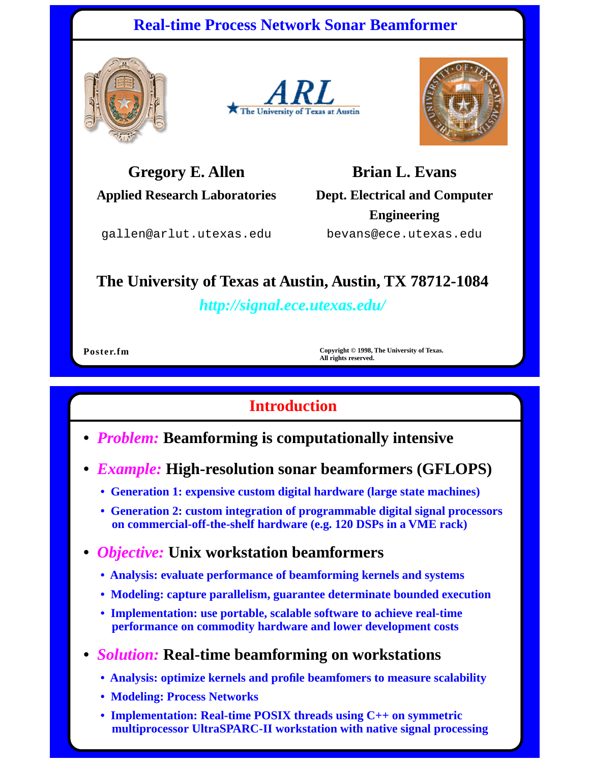# Real-time Process Network Sonar Beamformer

**Gregory E. Allen**
**Applied Research Laboratories**
gallen@arlut.utexas.edu

**Brian L. Evans**
**Dept. Electrical and Computer Engineering**
bevans@ece.utexas.edu

**The University of Texas at Austin, Austin, TX 78712-1084**

*http://signal.ece.utexas.edu/*

Poster.fm

Copyright © 1998, The University of Texas. All rights reserved.

## Introduction

- ***Problem:*** **Beamforming is computationally intensive**
- ***Example:*** **High-resolution sonar beamformers (GFLOPS)**
  - **Generation 1: expensive custom digital hardware (large state machines)**
  - **Generation 2: custom integration of programmable digital signal processors on commercial-off-the-shelf hardware (e.g. 120 DSPs in a VME rack)**
- ***Objective:*** **Unix workstation beamformers**
  - **Analysis: evaluate performance of beamforming kernels and systems**
  - **Modeling: capture parallelism, guarantee determinate bounded execution**
  - **Implementation: use portable, scalable software to achieve real-time performance on commodity hardware and lower development costs**
- ***Solution:*** **Real-time beamforming on workstations**
  - **Analysis: optimize kernels and profile beamfomers to measure scalability**
  - **Modeling: Process Networks**
  - **Implementation: Real-time POSIX threads using C++ on symmetric multiprocessor UltraSPARC-II workstation with native signal processing**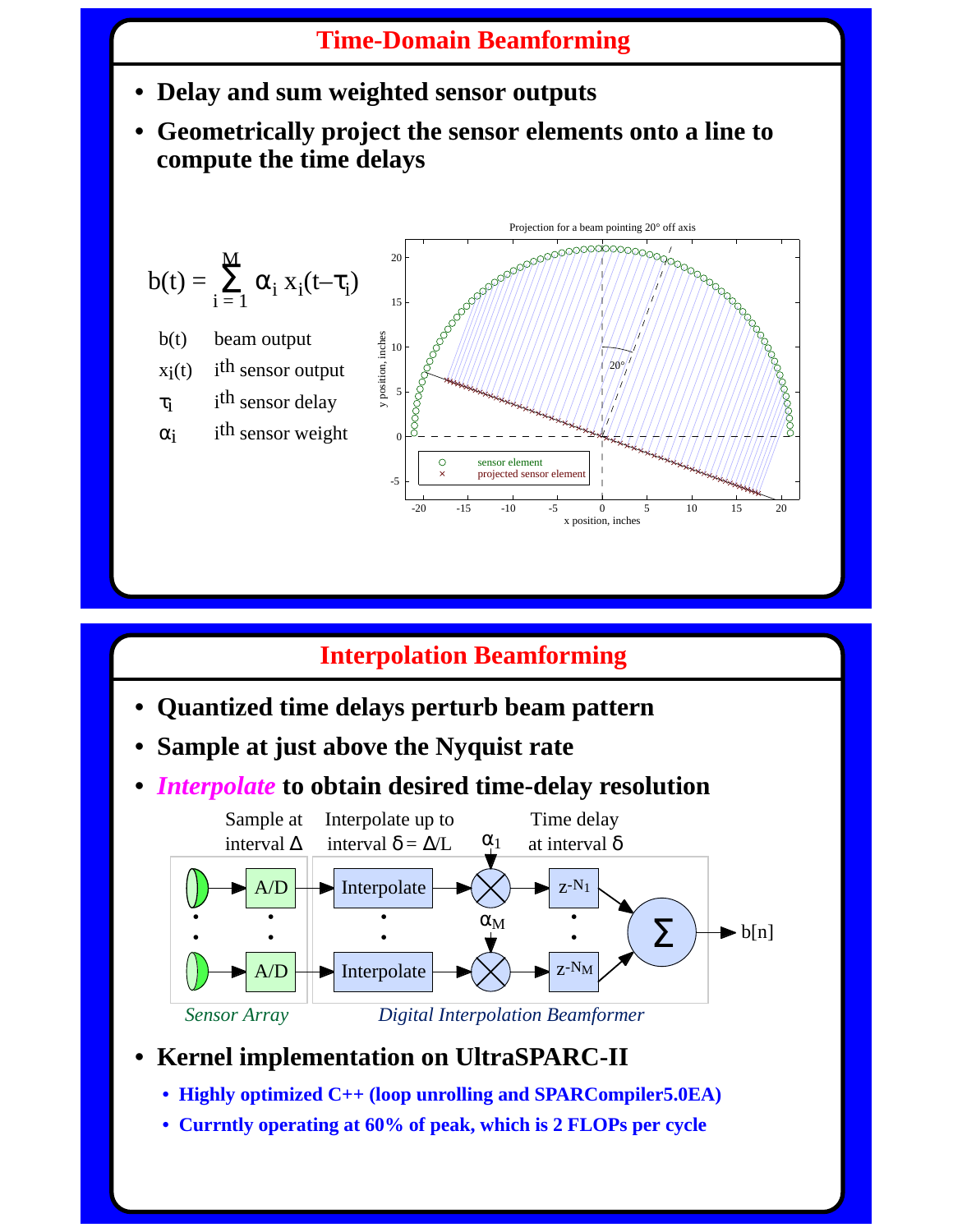## Time-Domain Beamforming

- **Delay and sum weighted sensor outputs**
- **Geometrically project the sensor elements onto a line to compute the time delays**

$$b(t) = \sum_{i=1}^{M} \alpha_i \, x_i(t - \tau_i)$$

| | |
|---|---|
| $b(t)$ | beam output |
| $x_i(t)$ | $i^{th}$ sensor output |
| $\tau_i$ | $i^{th}$ sensor delay |
| $\alpha_i$ | $i^{th}$ sensor weight |

Projection for a beam pointing 20° off axis

## Interpolation Beamforming

- **Quantized time delays perturb beam pattern**
- **Sample at just above the Nyquist rate**
- ***Interpolate* to obtain desired time-delay resolution**

Sample at interval $\Delta$ — Interpolate up to interval $\delta = \Delta/L$ — Time delay at interval $\delta$

*Sensor Array* — *Digital Interpolation Beamformer*

- **Kernel implementation on UltraSPARC-II**
  - **Highly optimized C++ (loop unrolling and SPARCompiler5.0EA)**
  - **Currntly operating at 60% of peak, which is 2 FLOPs per cycle**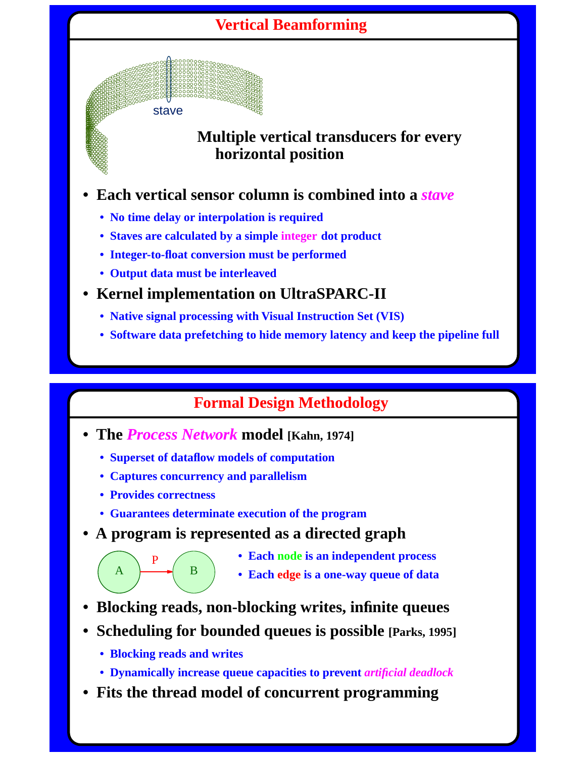## Vertical Beamforming

stave

**Multiple vertical transducers for every horizontal position**

- **Each vertical sensor column is combined into a *stave***
  - **No time delay or interpolation is required**
  - **Staves are calculated by a simple integer dot product**
  - **Integer-to-float conversion must be performed**
  - **Output data must be interleaved**
- **Kernel implementation on UltraSPARC-II**
  - **Native signal processing with Visual Instruction Set (VIS)**
  - **Software data prefetching to hide memory latency and keep the pipeline full**

## Formal Design Methodology

- **The *Process Network* model [Kahn, 1974]**
  - **Superset of dataflow models of computation**
  - **Captures concurrency and parallelism**
  - **Provides correctness**
  - **Guarantees determinate execution of the program**
- **A program is represented as a directed graph**

A —P→ B

  - **Each node is an independent process**
  - **Each edge is a one-way queue of data**
- **Blocking reads, non-blocking writes, infinite queues**
- **Scheduling for bounded queues is possible [Parks, 1995]**
  - **Blocking reads and writes**
  - **Dynamically increase queue capacities to prevent *artificial deadlock***
- **Fits the thread model of concurrent programming**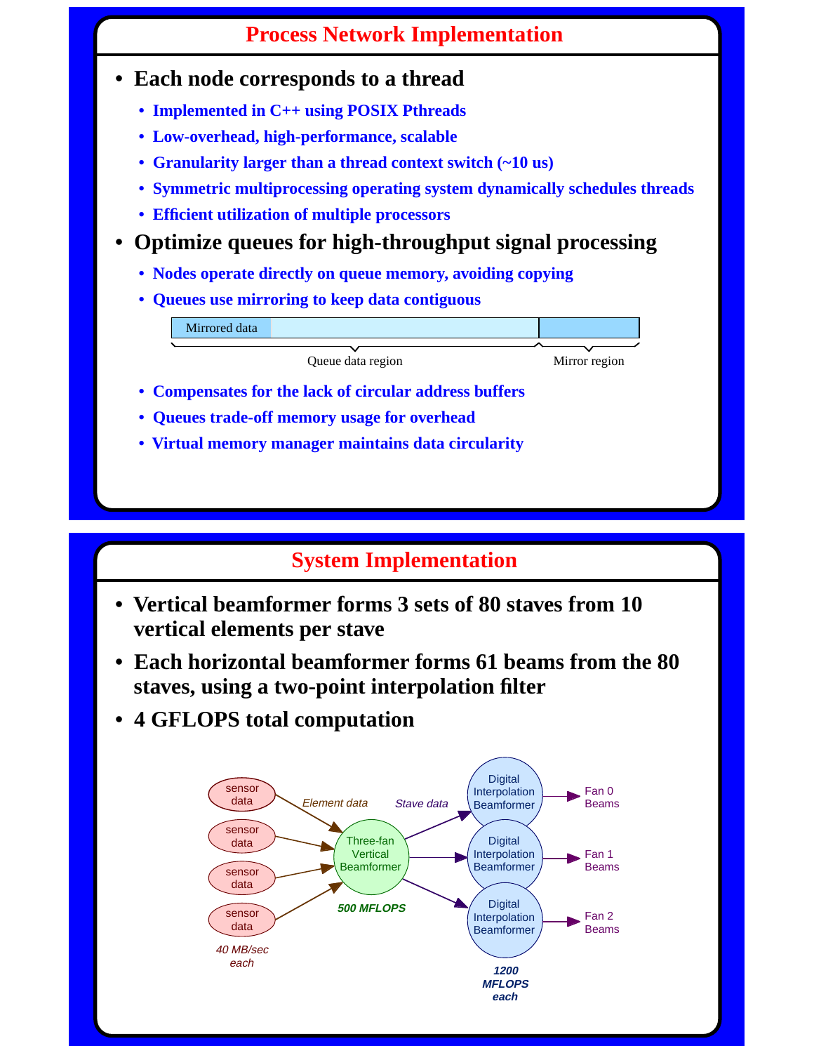## Process Network Implementation

- **Each node corresponds to a thread**
  - **Implemented in C++ using POSIX Pthreads**
  - **Low-overhead, high-performance, scalable**
  - **Granularity larger than a thread context switch (~10 us)**
  - **Symmetric multiprocessing operating system dynamically schedules threads**
  - **Efficient utilization of multiple processors**
- **Optimize queues for high-throughput signal processing**
  - **Nodes operate directly on queue memory, avoiding copying**
  - **Queues use mirroring to keep data contiguous**

Mirrored data

Queue data region — Mirror region

  - **Compensates for the lack of circular address buffers**
  - **Queues trade-off memory usage for overhead**
  - **Virtual memory manager maintains data circularity**

## System Implementation

- **Vertical beamformer forms 3 sets of 80 staves from 10 vertical elements per stave**
- **Each horizontal beamformer forms 61 beams from the 80 staves, using a two-point interpolation filter**
- **4 GFLOPS total computation**

sensor data (×4) — *40 MB/sec each* — *Element data* → Three-fan Vertical Beamformer (*500 MFLOPS*) — *Stave data* → Digital Interpolation Beamformer (×3, *1200 MFLOPS each*) → Fan 0 Beams, Fan 1 Beams, Fan 2 Beams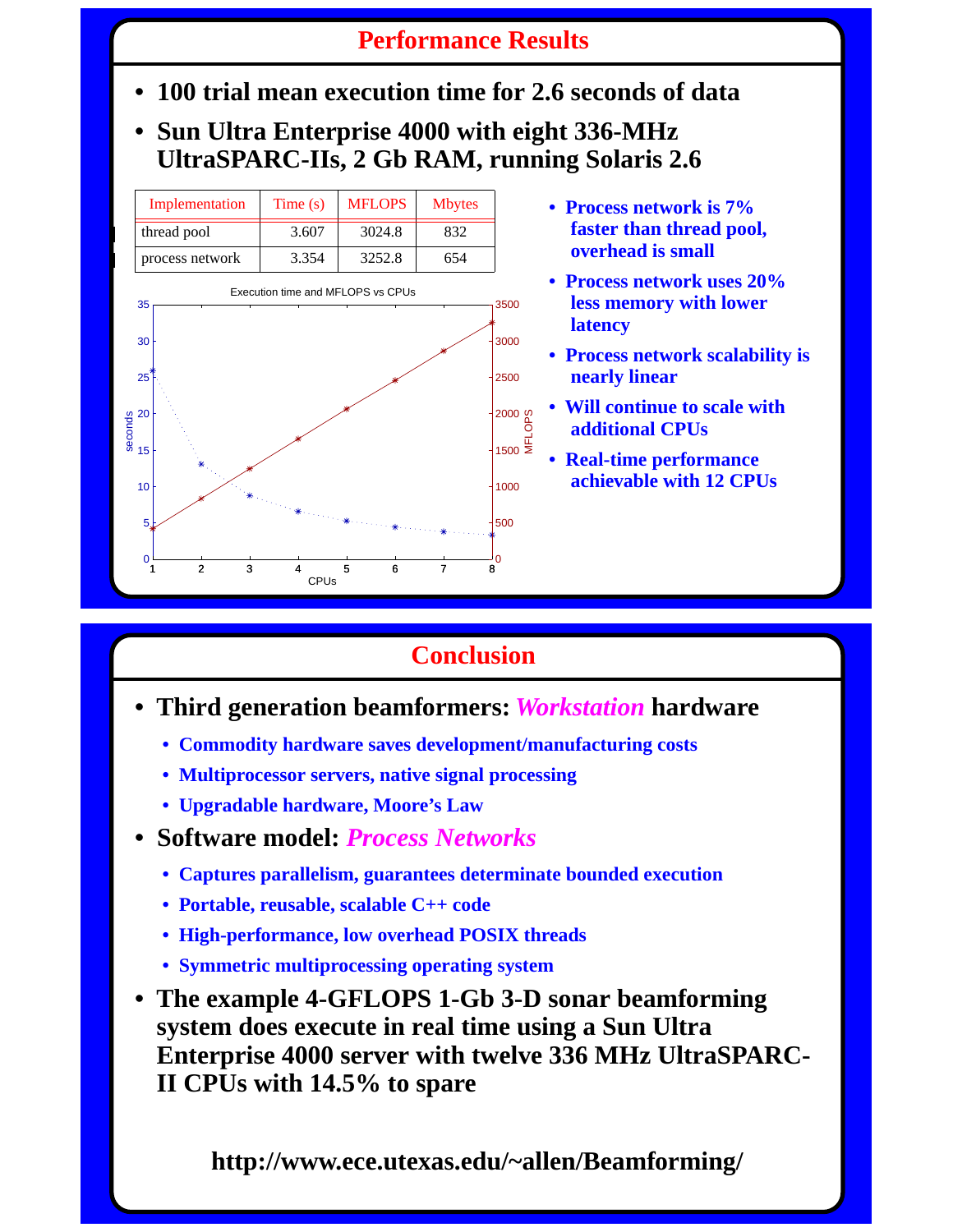## Performance Results

- **100 trial mean execution time for 2.6 seconds of data**
- **Sun Ultra Enterprise 4000 with eight 336-MHz UltraSPARC-IIs, 2 Gb RAM, running Solaris 2.6**

| Implementation | Time (s) | MFLOPS | Mbytes |
|---|---|---|---|
| thread pool | 3.607 | 3024.8 | 832 |
| process network | 3.354 | 3252.8 | 654 |

Execution time and MFLOPS vs CPUs

seconds

MFLOPS

CPUs

0
5
10
15
20
25
30
35

0
500
1000
1500
2000
2500
3000
3500

1 2 3 4 5 6 7 8

- **Process network is 7% faster than thread pool, overhead is small**
- **Process network uses 20% less memory with lower latency**
- **Process network scalability is nearly linear**
- **Will continue to scale with additional CPUs**
- **Real-time performance achievable with 12 CPUs**

## Conclusion

- **Third generation beamformers: *Workstation* hardware**
  - **Commodity hardware saves development/manufacturing costs**
  - **Multiprocessor servers, native signal processing**
  - **Upgradable hardware, Moore's Law**
- **Software model: *Process Networks***
  - **Captures parallelism, guarantees determinate bounded execution**
  - **Portable, reusable, scalable C++ code**
  - **High-performance, low overhead POSIX threads**
  - **Symmetric multiprocessing operating system**
- **The example 4-GFLOPS 1-Gb 3-D sonar beamforming system does execute in real time using a Sun Ultra Enterprise 4000 server with twelve 336 MHz UltraSPARC-II CPUs with 14.5% to spare**

**http://www.ece.utexas.edu/~allen/Beamforming/**